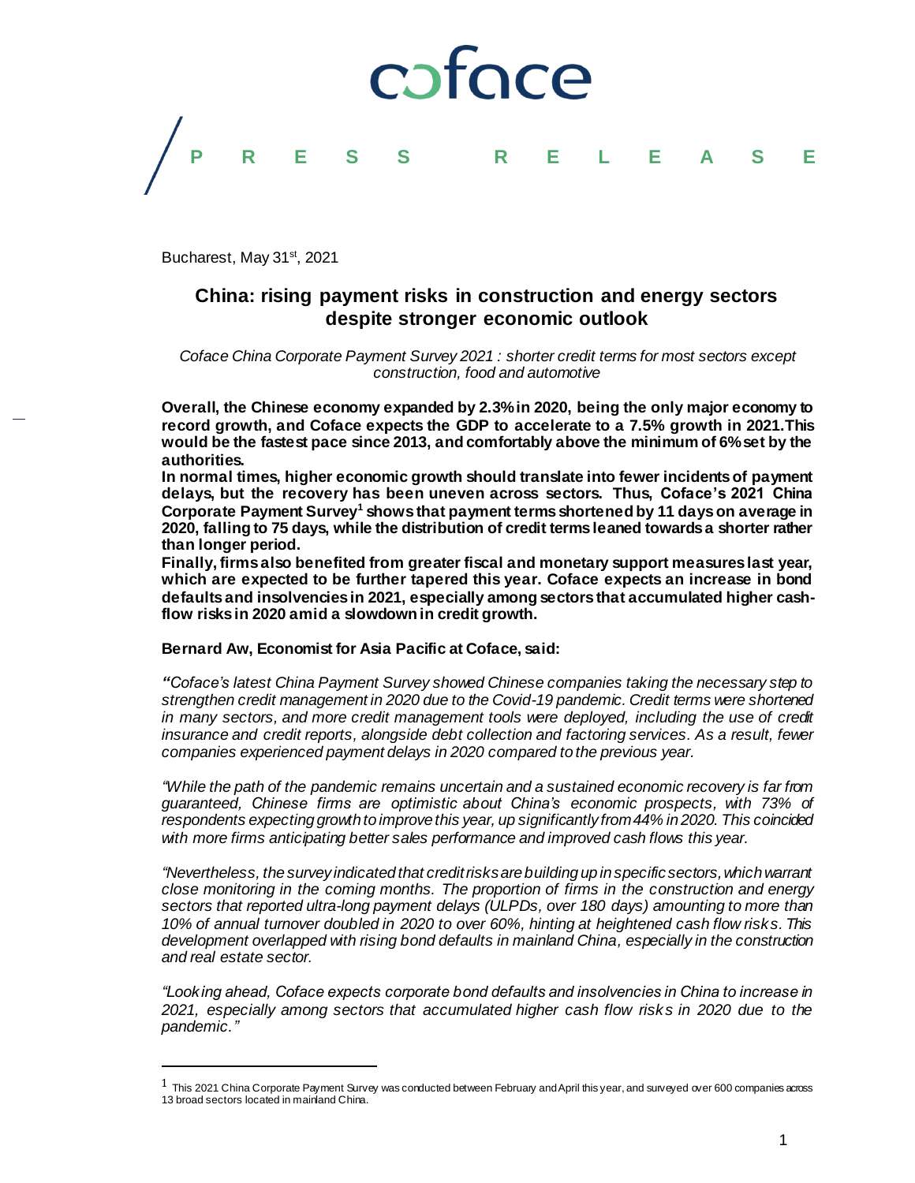# coface

## PRESS RELEASE

Bucharest, May 31st, 2021

## China: rising payment risks in construction and energy sectors despite stronger economic outlook

*Coface China Corporate Payment Survey 2021 : shorter credit terms for most sectors except construction, food and automotive*

**Overall, the Chinese economy expanded by 2.3% in 2020, being the only major economy to record growth, and Coface expects the GDP to accelerate to a 7.5% growth in 2021.This would be the fastest pace since 2013, and comfortably above the minimum of 6% set by the authorities.**

**In normal times, higher economic growth should translate into fewer incidents of payment delays, but the recovery has been uneven across sectors. Thus, Coface's 2021 China Corporate Payment Survey[1] shows that payment terms shortened by 11 days on average in 2020, falling to 75 days, while the distribution of credit terms leaned towards a shorter rather than longer period.**

**Finally, firms also benefited from greater fiscal and monetary support measures last year, which are expected to be further tapered this year. Coface expects an increase in bond defaults and insolvencies in 2021, especially among sectors that accumulated higher cash-flow risks in 2020 amid a slowdown in credit growth.**

**Bernard Aw, Economist for Asia Pacific at Coface, said:**

*"Coface's latest China Payment Survey showed Chinese companies taking the necessary step to strengthen credit management in 2020 due to the Covid-19 pandemic. Credit terms were shortened in many sectors, and more credit management tools were deployed, including the use of credit insurance and credit reports, alongside debt collection and factoring services. As a result, fewer companies experienced payment delays in 2020 compared to the previous year.*

*"While the path of the pandemic remains uncertain and a sustained economic recovery is far from guaranteed, Chinese firms are optimistic about China's economic prospects, with 73% of respondents expecting growth to improve this year, up significantly from 44% in 2020. This coincided with more firms anticipating better sales performance and improved cash flows this year.*

*"Nevertheless, the survey indicated that credit risks are building up in specific sectors, which warrant close monitoring in the coming months. The proportion of firms in the construction and energy sectors that reported ultra-long payment delays (ULPDs, over 180 days) amounting to more than 10% of annual turnover doubled in 2020 to over 60%, hinting at heightened cash flow risks. This development overlapped with rising bond defaults in mainland China, especially in the construction and real estate sector.*

*"Looking ahead, Coface expects corporate bond defaults and insolvencies in China to increase in 2021, especially among sectors that accumulated higher cash flow risks in 2020 due to the pandemic."*

---

[1] This 2021 China Corporate Payment Survey was conducted between February and April this year, and surveyed over 600 companies across 13 broad sectors located in mainland China.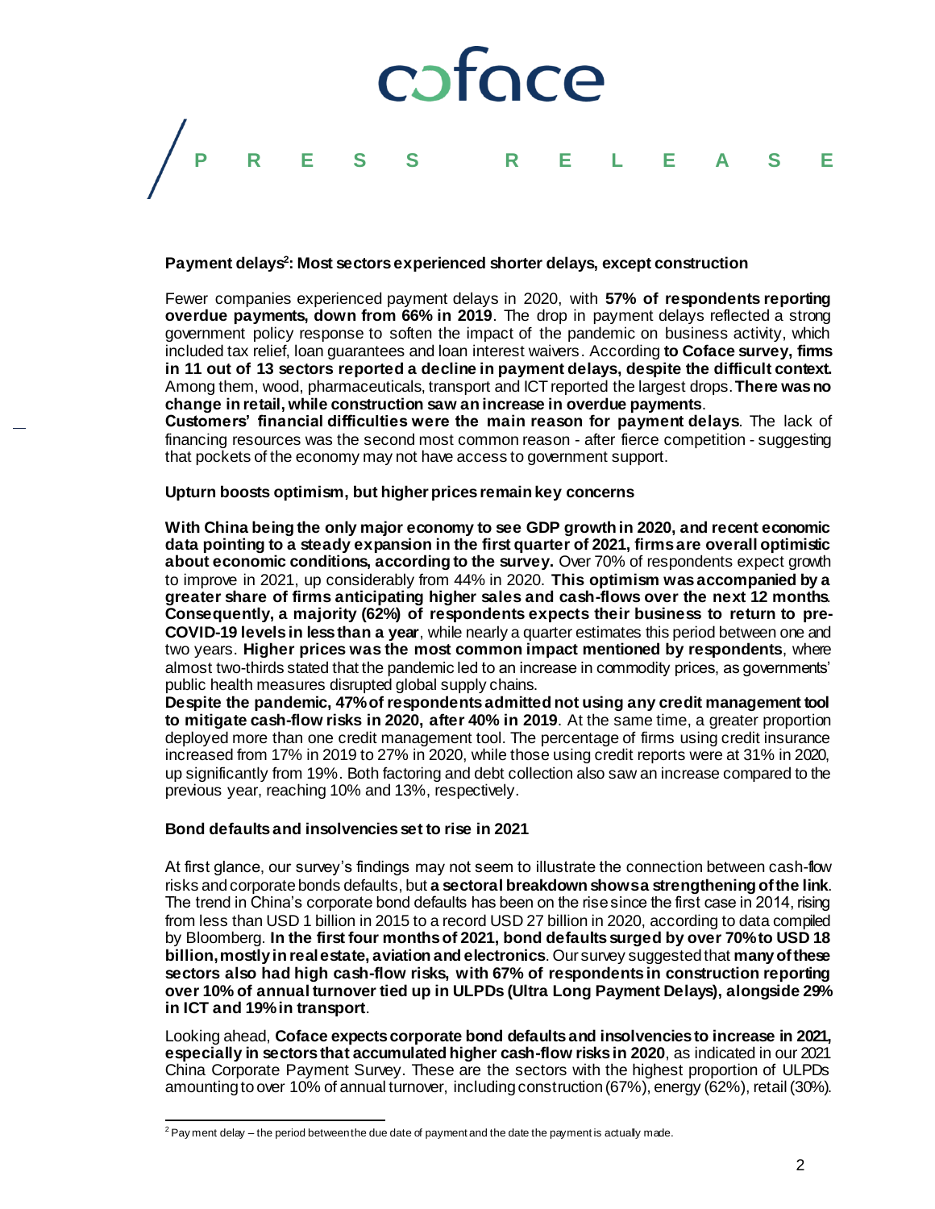coface

PRESS RELEASE

**Payment delays[2]: Most sectors experienced shorter delays, except construction**

Fewer companies experienced payment delays in 2020, with **57% of respondents reporting overdue payments, down from 66% in 2019**. The drop in payment delays reflected a strong government policy response to soften the impact of the pandemic on business activity, which included tax relief, loan guarantees and loan interest waivers. According **to Coface survey, firms in 11 out of 13 sectors reported a decline in payment delays, despite the difficult context.** Among them, wood, pharmaceuticals, transport and ICT reported the largest drops. **There was no change in retail, while construction saw an increase in overdue payments**.

**Customers' financial difficulties were the main reason for payment delays**. The lack of financing resources was the second most common reason - after fierce competition - suggesting that pockets of the economy may not have access to government support.

**Upturn boosts optimism, but higher prices remain key concerns**

**With China being the only major economy to see GDP growth in 2020, and recent economic data pointing to a steady expansion in the first quarter of 2021, firms are overall optimistic about economic conditions, according to the survey.** Over 70% of respondents expect growth to improve in 2021, up considerably from 44% in 2020. **This optimism was accompanied by a greater share of firms anticipating higher sales and cash-flows over the next 12 months**. **Consequently, a majority (62%) of respondents expects their business to return to pre-COVID-19 levels in less than a year**, while nearly a quarter estimates this period between one and two years. **Higher prices was the most common impact mentioned by respondents**, where almost two-thirds stated that the pandemic led to an increase in commodity prices, as governments' public health measures disrupted global supply chains.

**Despite the pandemic, 47% of respondents admitted not using any credit management tool to mitigate cash-flow risks in 2020, after 40% in 2019**. At the same time, a greater proportion deployed more than one credit management tool. The percentage of firms using credit insurance increased from 17% in 2019 to 27% in 2020, while those using credit reports were at 31% in 2020, up significantly from 19%. Both factoring and debt collection also saw an increase compared to the previous year, reaching 10% and 13%, respectively.

**Bond defaults and insolvencies set to rise in 2021**

At first glance, our survey's findings may not seem to illustrate the connection between cash-flow risks and corporate bonds defaults, but **a sectoral breakdown shows a strengthening of the link**. The trend in China's corporate bond defaults has been on the rise since the first case in 2014, rising from less than USD 1 billion in 2015 to a record USD 27 billion in 2020, according to data compiled by Bloomberg. **In the first four months of 2021, bond defaults surged by over 70% to USD 18 billion, mostly in real estate, aviation and electronics**. Our survey suggested that **many of these sectors also had high cash-flow risks, with 67% of respondents in construction reporting over 10% of annual turnover tied up in ULPDs (Ultra Long Payment Delays), alongside 29% in ICT and 19% in transport**.

Looking ahead, **Coface expects corporate bond defaults and insolvencies to increase in 2021, especially in sectors that accumulated higher cash-flow risks in 2020**, as indicated in our 2021 China Corporate Payment Survey. These are the sectors with the highest proportion of ULPDs amounting to over 10% of annual turnover, including construction (67%), energy (62%), retail (30%).

[2] Payment delay – the period between the due date of payment and the date the payment is actually made.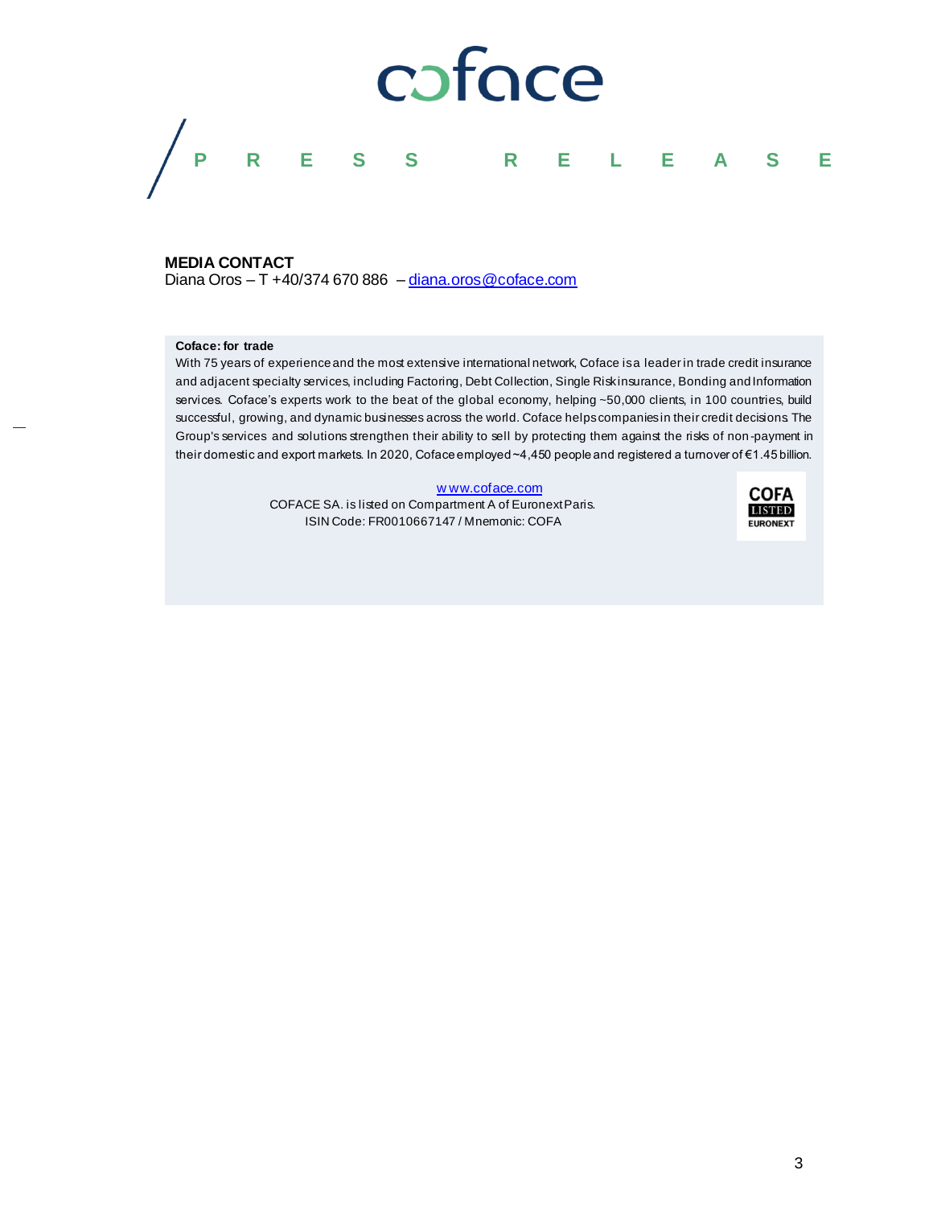**MEDIA CONTACT**
Diana Oros – T +40/374 670 886 – diana.oros@coface.com

**Coface: for trade**

With 75 years of experience and the most extensive international network, Coface is a leader in trade credit insurance and adjacent specialty services, including Factoring, Debt Collection, Single Risk insurance, Bonding and Information services. Coface's experts work to the beat of the global economy, helping ~50,000 clients, in 100 countries, build successful, growing, and dynamic businesses across the world. Coface helps companies in their credit decisions. The Group's services and solutions strengthen their ability to sell by protecting them against the risks of non-payment in their domestic and export markets. In 2020, Coface employed ~4,450 people and registered a turnover of €1.45 billion.

www.coface.com

COFACE SA. is listed on Compartment A of Euronext Paris.

ISIN Code: FR0010667147 / Mnemonic: COFA